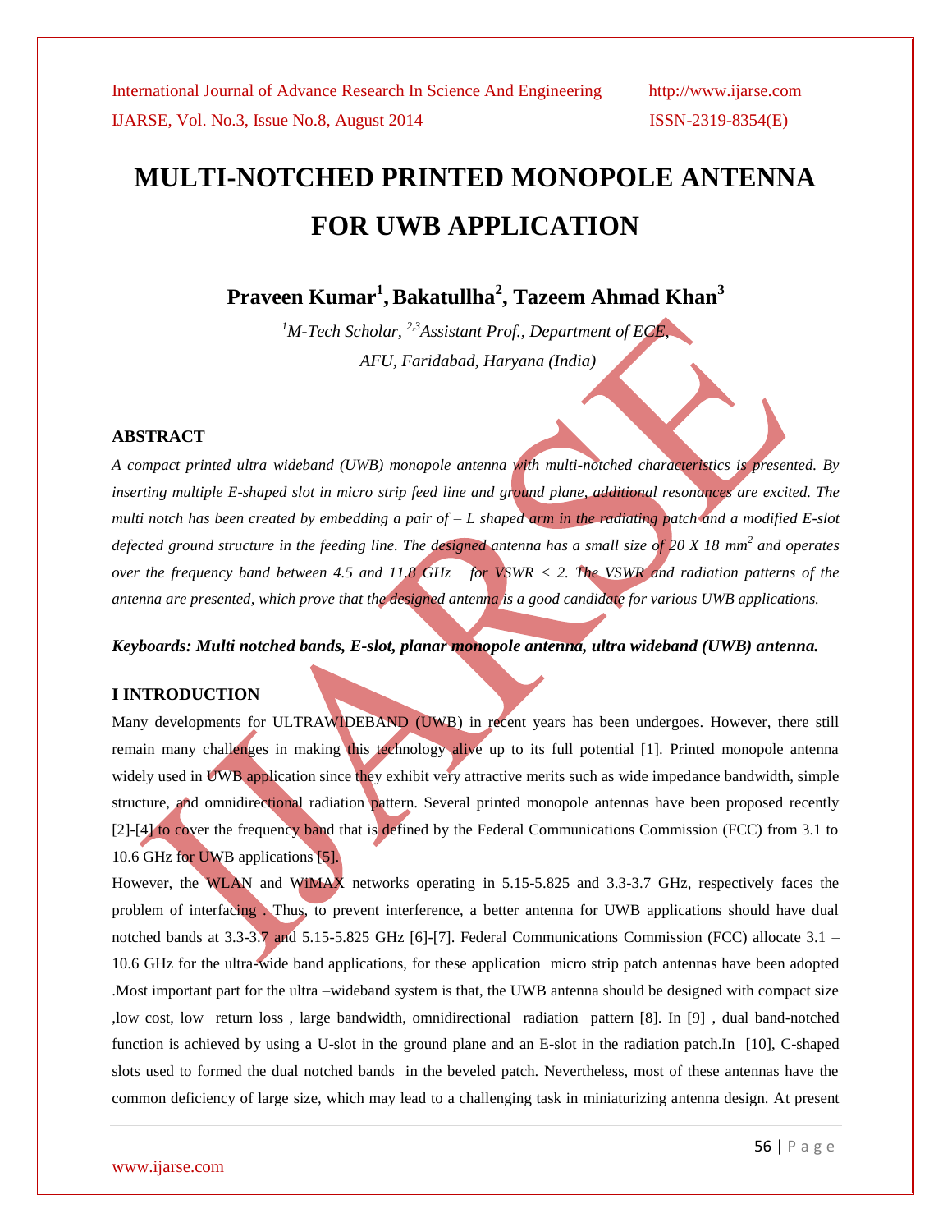# MULTI-NOTCHED PRINTED MONOPOLE ANTENNA FOR UWB APPLICATION

**Praveen Kumar[1], Bakatullha[2], Tazeem Ahmad Khan[3]**

*[1]M-Tech Scholar, [2,3]Assistant Prof., Department of ECE,*
*AFU, Faridabad, Haryana (India)*

## ABSTRACT

*A compact printed ultra wideband (UWB) monopole antenna with multi-notched characteristics is presented. By inserting multiple E-shaped slot in micro strip feed line and ground plane, additional resonances are excited. The multi notch has been created by embedding a pair of – L shaped arm in the radiating patch and a modified E-slot defected ground structure in the feeding line. The designed antenna has a small size of 20 X 18 mm$^2$ and operates over the frequency band between 4.5 and 11.8 GHz for VSWR < 2. The VSWR and radiation patterns of the antenna are presented, which prove that the designed antenna is a good candidate for various UWB applications.*

***Keyboards: Multi notched bands, E-slot, planar monopole antenna, ultra wideband (UWB) antenna.***

## I INTRODUCTION

Many developments for ULTRAWIDEBAND (UWB) in recent years has been undergoes. However, there still remain many challenges in making this technology alive up to its full potential [1]. Printed monopole antenna widely used in UWB application since they exhibit very attractive merits such as wide impedance bandwidth, simple structure, and omnidirectional radiation pattern. Several printed monopole antennas have been proposed recently [2]-[4] to cover the frequency band that is defined by the Federal Communications Commission (FCC) from 3.1 to 10.6 GHz for UWB applications [5].

However, the WLAN and WiMAX networks operating in 5.15-5.825 and 3.3-3.7 GHz, respectively faces the problem of interfacing . Thus, to prevent interference, a better antenna for UWB applications should have dual notched bands at 3.3-3.7 and 5.15-5.825 GHz [6]-[7]. Federal Communications Commission (FCC) allocate 3.1 – 10.6 GHz for the ultra-wide band applications, for these application micro strip patch antennas have been adopted .Most important part for the ultra –wideband system is that, the UWB antenna should be designed with compact size ,low cost, low return loss , large bandwidth, omnidirectional radiation pattern [8]. In [9] , dual band-notched function is achieved by using a U-slot in the ground plane and an E-slot in the radiation patch.In [10], C-shaped slots used to formed the dual notched bands in the beveled patch. Nevertheless, most of these antennas have the common deficiency of large size, which may lead to a challenging task in miniaturizing antenna design. At present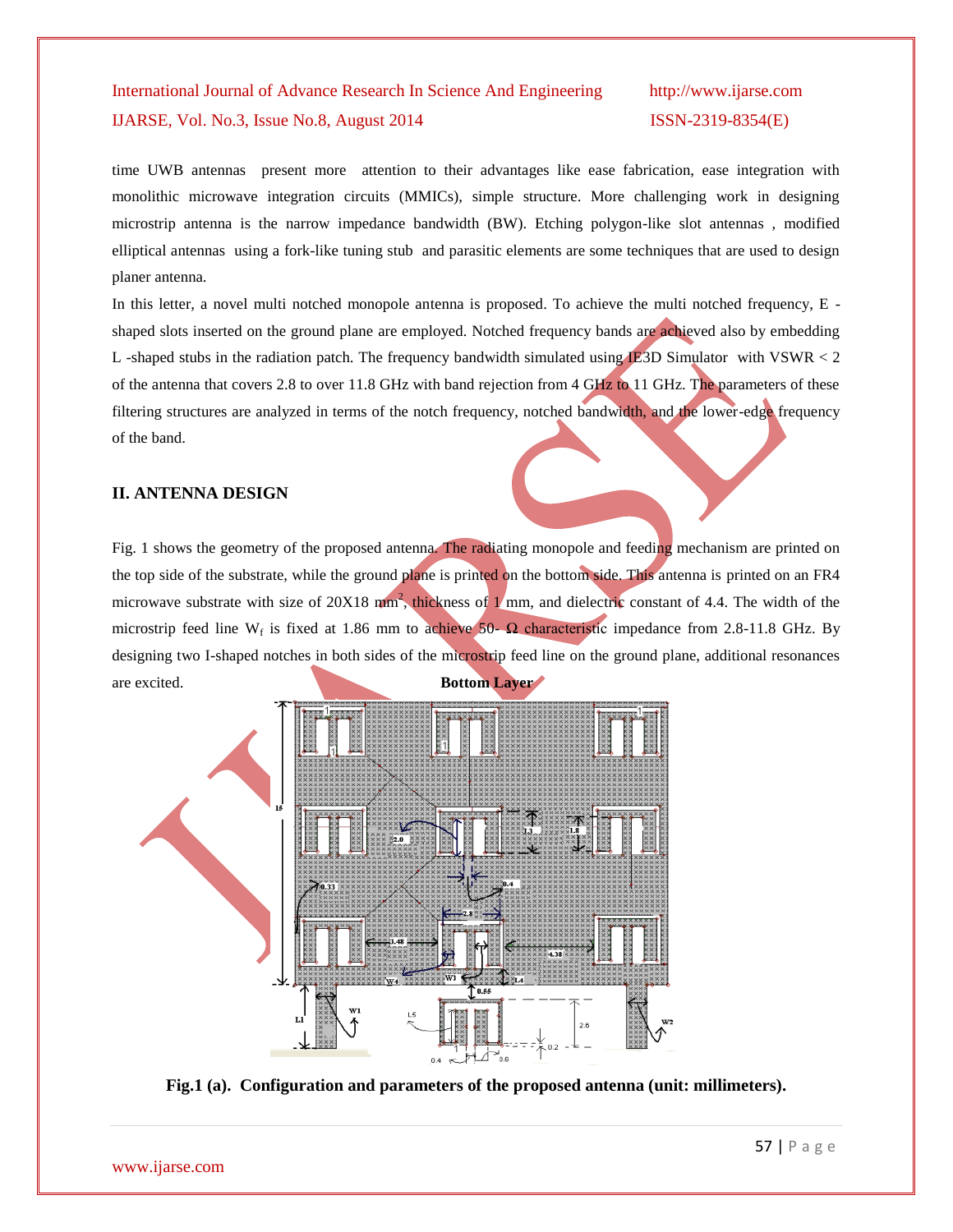time UWB antennas present more attention to their advantages like ease fabrication, ease integration with monolithic microwave integration circuits (MMICs), simple structure. More challenging work in designing microstrip antenna is the narrow impedance bandwidth (BW). Etching polygon-like slot antennas , modified elliptical antennas using a fork-like tuning stub and parasitic elements are some techniques that are used to design planer antenna.

In this letter, a novel multi notched monopole antenna is proposed. To achieve the multi notched frequency, E -shaped slots inserted on the ground plane are employed. Notched frequency bands are achieved also by embedding L -shaped stubs in the radiation patch. The frequency bandwidth simulated using IE3D Simulator with VSWR < 2 of the antenna that covers 2.8 to over 11.8 GHz with band rejection from 4 GHz to 11 GHz. The parameters of these filtering structures are analyzed in terms of the notch frequency, notched bandwidth, and the lower-edge frequency of the band.

## II. ANTENNA DESIGN

Fig. 1 shows the geometry of the proposed antenna. The radiating monopole and feeding mechanism are printed on the top side of the substrate, while the ground plane is printed on the bottom side. This antenna is printed on an FR4 microwave substrate with size of 20X18 $mm^2$, thickness of 1 mm, and dielectric constant of 4.4. The width of the microstrip feed line $W_f$ is fixed at 1.86 mm to achieve 50- Ω characteristic impedance from 2.8-11.8 GHz. By designing two I-shaped notches in both sides of the microstrip feed line on the ground plane, additional resonances are excited.

**Bottom Layer**

**Fig.1 (a). Configuration and parameters of the proposed antenna (unit: millimeters).**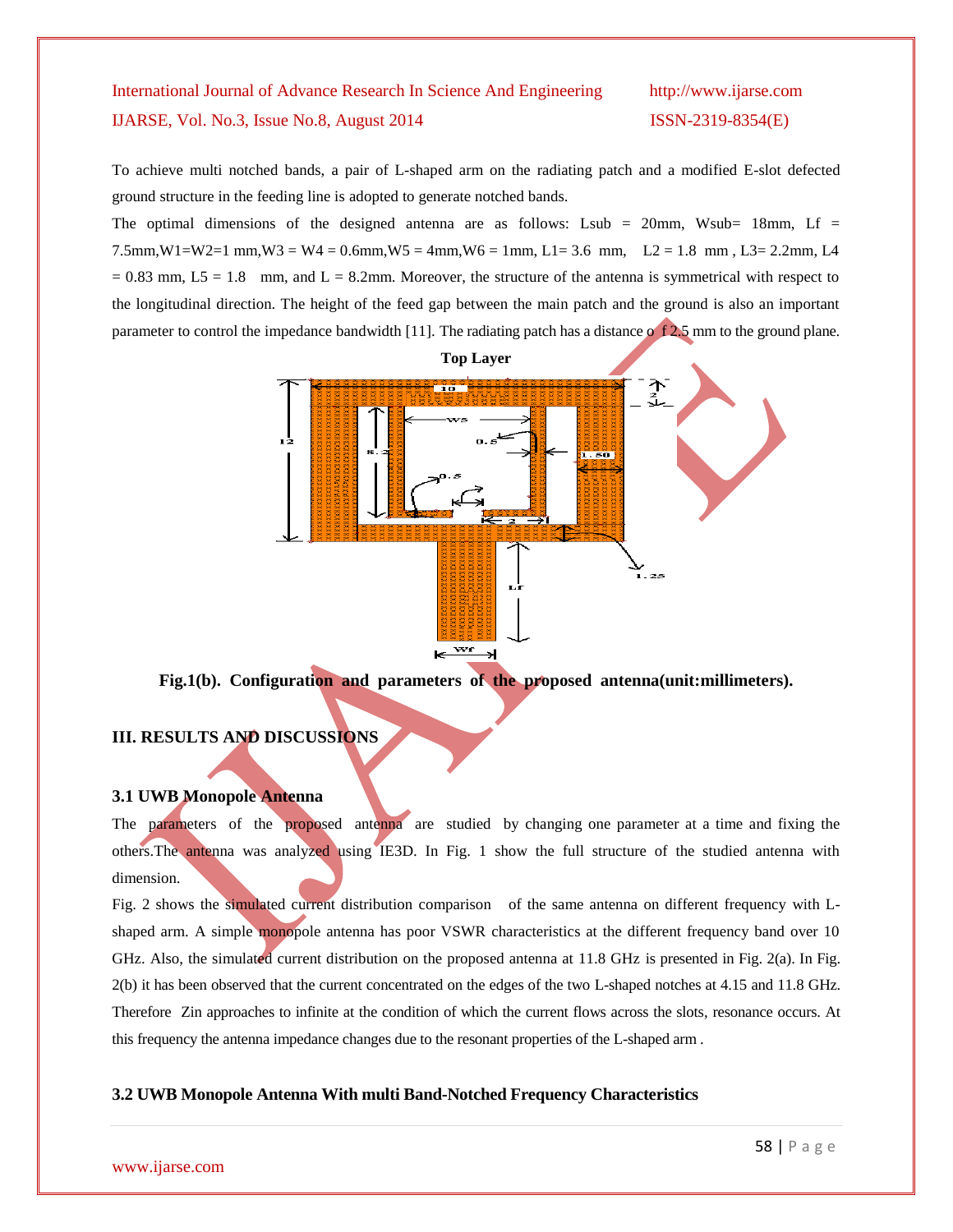To achieve multi notched bands, a pair of L-shaped arm on the radiating patch and a modified E-slot defected ground structure in the feeding line is adopted to generate notched bands.

The optimal dimensions of the designed antenna are as follows: Lsub = 20mm, Wsub= 18mm, Lf = 7.5mm,W1=W2=1 mm,W3 = W4 = 0.6mm,W5 = 4mm,W6 = 1mm, L1= 3.6 mm, L2 = 1.8 mm , L3= 2.2mm, L4 = 0.83 mm, L5 = 1.8 mm, and L = 8.2mm. Moreover, the structure of the antenna is symmetrical with respect to the longitudinal direction. The height of the feed gap between the main patch and the ground is also an important parameter to control the impedance bandwidth [11]. The radiating patch has a distance of 2.5 mm to the ground plane.

**Top Layer**

**Fig.1(b). Configuration and parameters of the proposed antenna(unit:millimeters).**

## III. RESULTS AND DISCUSSIONS

### 3.1 UWB Monopole Antenna

The parameters of the proposed antenna are studied by changing one parameter at a time and fixing the others.The antenna was analyzed using IE3D. In Fig. 1 show the full structure of the studied antenna with dimension.

Fig. 2 shows the simulated current distribution comparison of the same antenna on different frequency with L-shaped arm. A simple monopole antenna has poor VSWR characteristics at the different frequency band over 10 GHz. Also, the simulated current distribution on the proposed antenna at 11.8 GHz is presented in Fig. 2(a). In Fig. 2(b) it has been observed that the current concentrated on the edges of the two L-shaped notches at 4.15 and 11.8 GHz. Therefore Zin approaches to infinite at the condition of which the current flows across the slots, resonance occurs. At this frequency the antenna impedance changes due to the resonant properties of the L-shaped arm .

### 3.2 UWB Monopole Antenna With multi Band-Notched Frequency Characteristics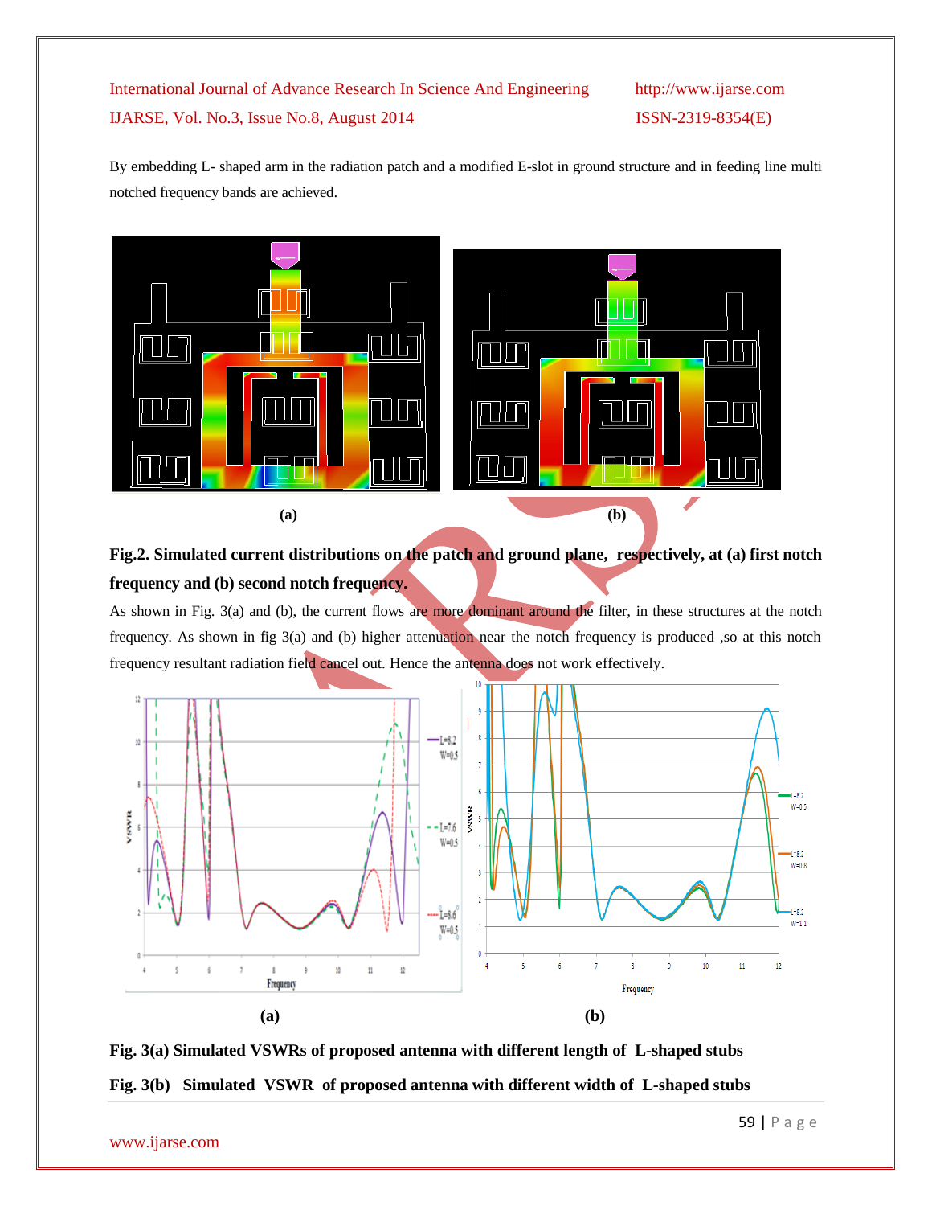By embedding L- shaped arm in the radiation patch and a modified E-slot in ground structure and in feeding line multi notched frequency bands are achieved.

(a) (b)

**Fig.2. Simulated current distributions on the patch and ground plane, respectively, at (a) first notch frequency and (b) second notch frequency.**

As shown in Fig. 3(a) and (b), the current flows are more dominant around the filter, in these structures at the notch frequency. As shown in fig 3(a) and (b) higher attenuation near the notch frequency is produced ,so at this notch frequency resultant radiation field cancel out. Hence the antenna does not work effectively.

(a) (b)

**Fig. 3(a) Simulated VSWRs of proposed antenna with different length of L-shaped stubs**

**Fig. 3(b) Simulated VSWR of proposed antenna with different width of L-shaped stubs**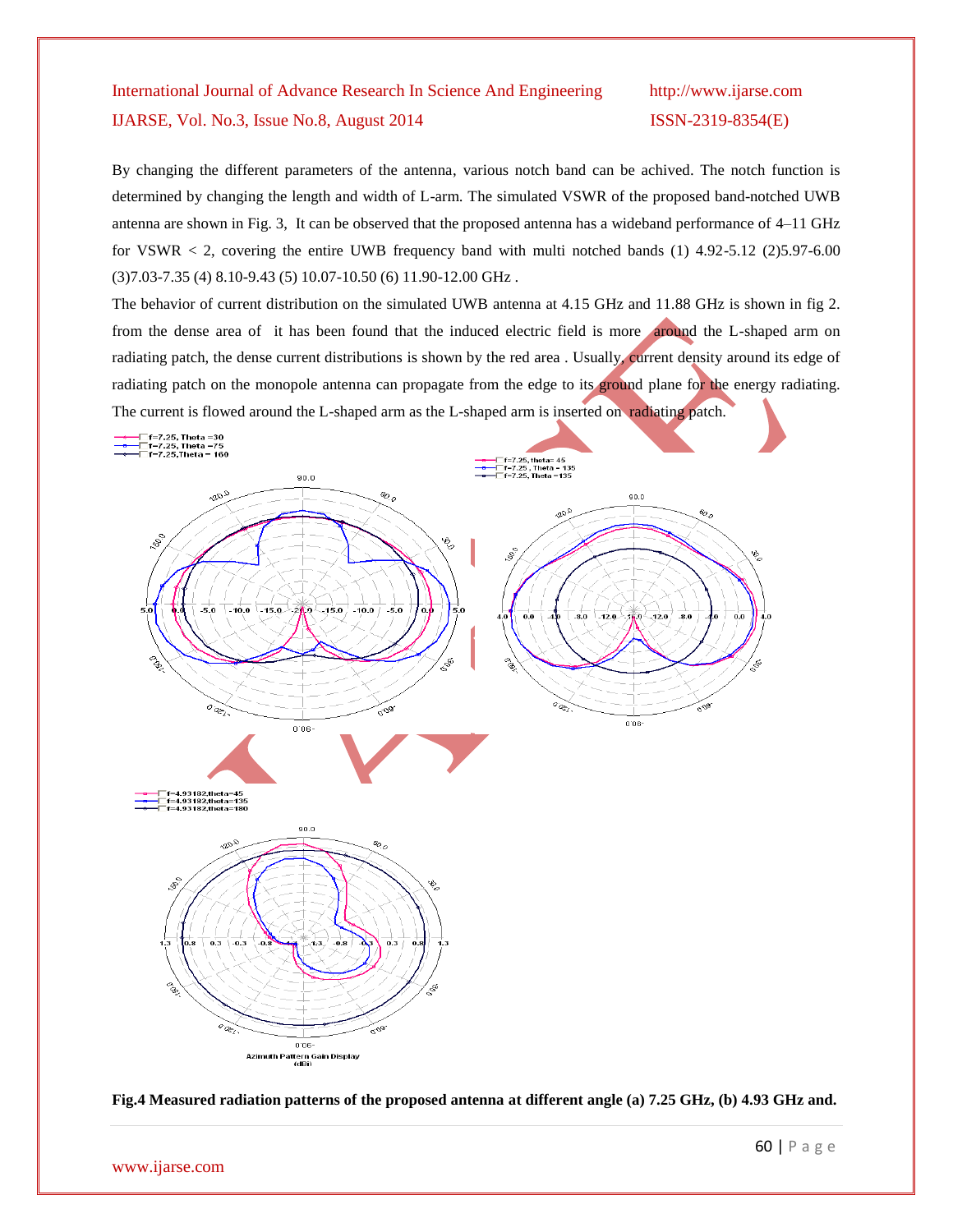By changing the different parameters of the antenna, various notch band can be achived. The notch function is determined by changing the length and width of L-arm. The simulated VSWR of the proposed band-notched UWB antenna are shown in Fig. 3, It can be observed that the proposed antenna has a wideband performance of 4–11 GHz for VSWR < 2, covering the entire UWB frequency band with multi notched bands (1) 4.92-5.12 (2)5.97-6.00 (3)7.03-7.35 (4) 8.10-9.43 (5) 10.07-10.50 (6) 11.90-12.00 GHz .

The behavior of current distribution on the simulated UWB antenna at 4.15 GHz and 11.88 GHz is shown in fig 2. from the dense area of it has been found that the induced electric field is more around the L-shaped arm on radiating patch, the dense current distributions is shown by the red area . Usually, current density around its edge of radiating patch on the monopole antenna can propagate from the edge to its ground plane for the energy radiating. The current is flowed around the L-shaped arm as the L-shaped arm is inserted on radiating patch.

**Fig.4 Measured radiation patterns of the proposed antenna at different angle (a) 7.25 GHz, (b) 4.93 GHz and.**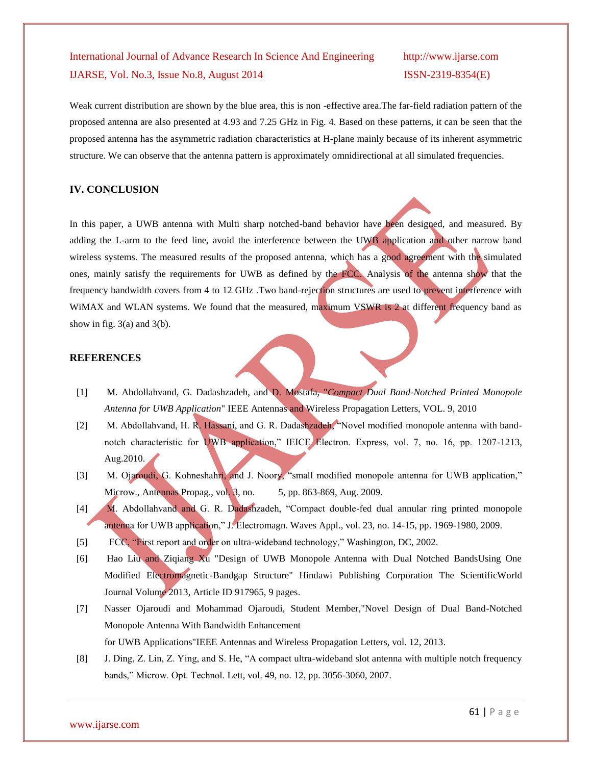Weak current distribution are shown by the blue area, this is non -effective area.The far-field radiation pattern of the proposed antenna are also presented at 4.93 and 7.25 GHz in Fig. 4. Based on these patterns, it can be seen that the proposed antenna has the asymmetric radiation characteristics at H-plane mainly because of its inherent asymmetric structure. We can observe that the antenna pattern is approximately omnidirectional at all simulated frequencies.

## IV. CONCLUSION

In this paper, a UWB antenna with Multi sharp notched-band behavior have been designed, and measured. By adding the L-arm to the feed line, avoid the interference between the UWB application and other narrow band wireless systems. The measured results of the proposed antenna, which has a good agreement with the simulated ones, mainly satisfy the requirements for UWB as defined by the FCC. Analysis of the antenna show that the frequency bandwidth covers from 4 to 12 GHz .Two band-rejection structures are used to prevent interference with WiMAX and WLAN systems. We found that the measured, maximum VSWR is 2 at different frequency band as show in fig. 3(a) and 3(b).

## REFERENCES

[1] M. Abdollahvand, G. Dadashzadeh, and D. Mostafa, "*Compact Dual Band-Notched Printed Monopole Antenna for UWB Application*" IEEE Antennas and Wireless Propagation Letters, VOL. 9, 2010

[2] M. Abdollahvand, H. R. Hassani, and G. R. Dadashzadeh, "Novel modified monopole antenna with band-notch characteristic for UWB application," IEICE Electron. Express, vol. 7, no. 16, pp. 1207-1213, Aug.2010.

[3] M. Ojaroudi, G. Kohneshahri, and J. Noory, "small modified monopole antenna for UWB application," Microw., Antennas Propag., vol. 3, no. 5, pp. 863-869, Aug. 2009.

[4] M. Abdollahvand and G. R. Dadashzadeh, "Compact double-fed dual annular ring printed monopole antenna for UWB application," J. Electromagn. Waves Appl., vol. 23, no. 14-15, pp. 1969-1980, 2009.

[5] FCC, "First report and order on ultra-wideband technology," Washington, DC, 2002.

[6] Hao Liu and Ziqiang Xu "Design of UWB Monopole Antenna with Dual Notched BandsUsing One Modified Electromagnetic-Bandgap Structure" Hindawi Publishing Corporation The ScientificWorld Journal Volume 2013, Article ID 917965, 9 pages.

[7] Nasser Ojaroudi and Mohammad Ojaroudi, Student Member,"Novel Design of Dual Band-Notched Monopole Antenna With Bandwidth Enhancement for UWB Applications"IEEE Antennas and Wireless Propagation Letters, vol. 12, 2013.

[8] J. Ding, Z. Lin, Z. Ying, and S. He, "A compact ultra-wideband slot antenna with multiple notch frequency bands," Microw. Opt. Technol. Lett, vol. 49, no. 12, pp. 3056-3060, 2007.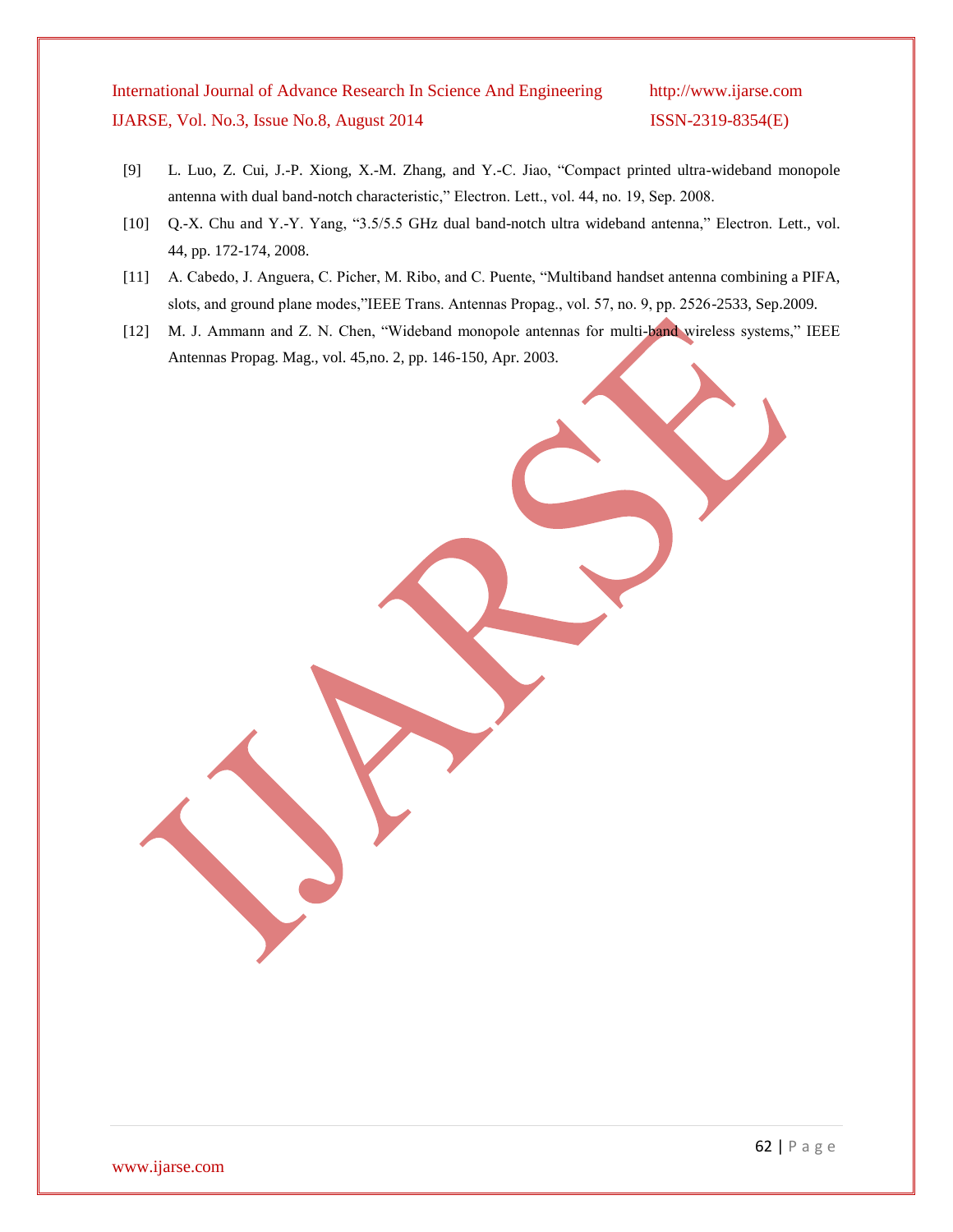[9] L. Luo, Z. Cui, J.-P. Xiong, X.-M. Zhang, and Y.-C. Jiao, "Compact printed ultra-wideband monopole antenna with dual band-notch characteristic," Electron. Lett., vol. 44, no. 19, Sep. 2008.

[10] Q.-X. Chu and Y.-Y. Yang, "3.5/5.5 GHz dual band-notch ultra wideband antenna," Electron. Lett., vol. 44, pp. 172-174, 2008.

[11] A. Cabedo, J. Anguera, C. Picher, M. Ribo, and C. Puente, "Multiband handset antenna combining a PIFA, slots, and ground plane modes,"IEEE Trans. Antennas Propag., vol. 57, no. 9, pp. 2526-2533, Sep.2009.

[12] M. J. Ammann and Z. N. Chen, "Wideband monopole antennas for multi-band wireless systems," IEEE Antennas Propag. Mag., vol. 45,no. 2, pp. 146-150, Apr. 2003.